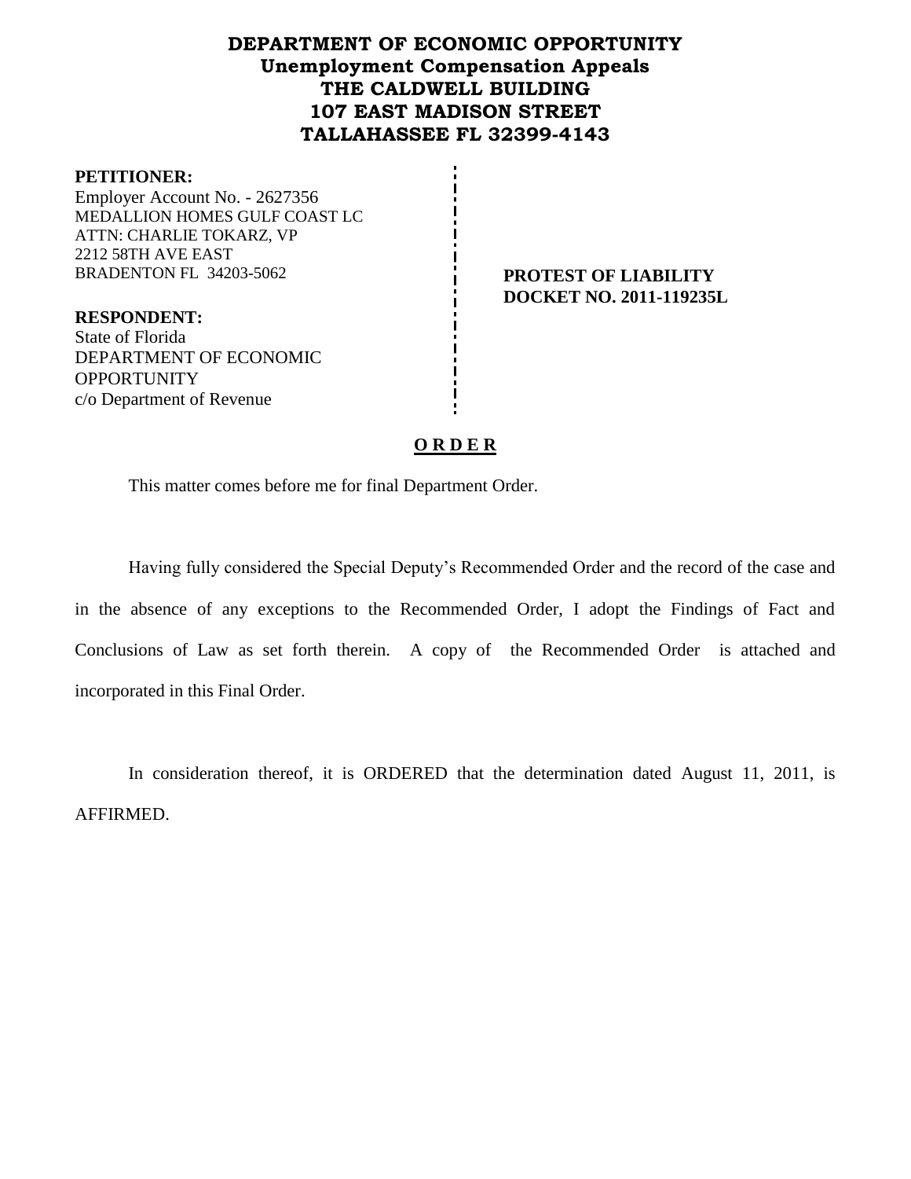# DEPARTMENT OF ECONOMIC OPPORTUNITY
## Unemployment Compensation Appeals
## THE CALDWELL BUILDING
## 107 EAST MADISON STREET
## TALLAHASSEE FL 32399-4143

**PETITIONER:**
Employer Account No. - 2627356
MEDALLION HOMES GULF COAST LC
ATTN: CHARLIE TOKARZ, VP
2212 58TH AVE EAST
BRADENTON FL 34203-5062

**PROTEST OF LIABILITY**
**DOCKET NO. 2011-119235L**

**RESPONDENT:**
State of Florida
DEPARTMENT OF ECONOMIC OPPORTUNITY
c/o Department of Revenue

**O R D E R**

This matter comes before me for final Department Order.

Having fully considered the Special Deputy's Recommended Order and the record of the case and in the absence of any exceptions to the Recommended Order, I adopt the Findings of Fact and Conclusions of Law as set forth therein. A copy of the Recommended Order is attached and incorporated in this Final Order.

In consideration thereof, it is ORDERED that the determination dated August 11, 2011, is AFFIRMED.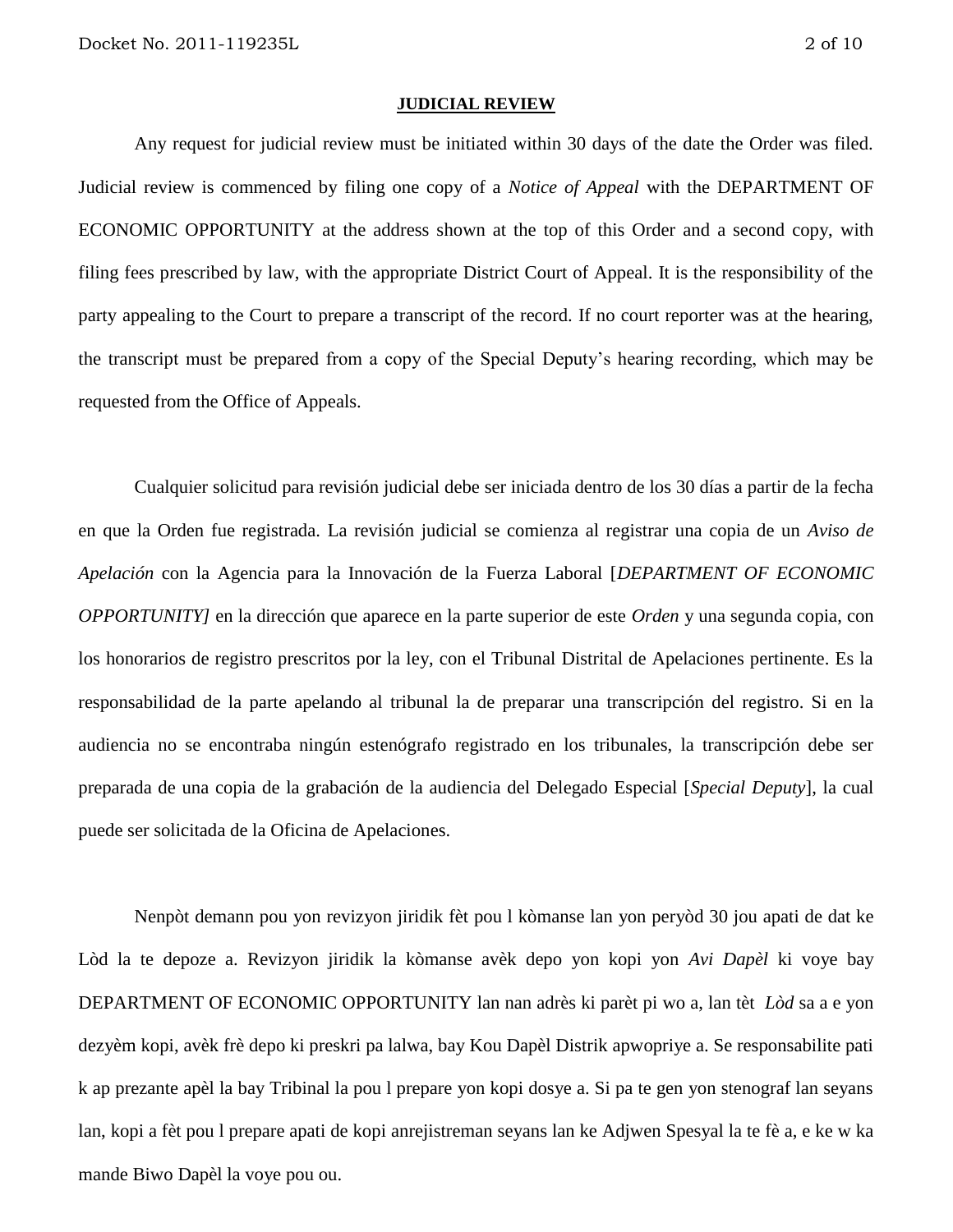**JUDICIAL REVIEW**

Any request for judicial review must be initiated within 30 days of the date the Order was filed. Judicial review is commenced by filing one copy of a *Notice of Appeal* with the DEPARTMENT OF ECONOMIC OPPORTUNITY at the address shown at the top of this Order and a second copy, with filing fees prescribed by law, with the appropriate District Court of Appeal. It is the responsibility of the party appealing to the Court to prepare a transcript of the record. If no court reporter was at the hearing, the transcript must be prepared from a copy of the Special Deputy's hearing recording, which may be requested from the Office of Appeals.

Cualquier solicitud para revisión judicial debe ser iniciada dentro de los 30 días a partir de la fecha en que la Orden fue registrada. La revisión judicial se comienza al registrar una copia de un *Aviso de Apelación* con la Agencia para la Innovación de la Fuerza Laboral [*DEPARTMENT OF ECONOMIC OPPORTUNITY]* en la dirección que aparece en la parte superior de este *Orden* y una segunda copia, con los honorarios de registro prescritos por la ley, con el Tribunal Distrital de Apelaciones pertinente. Es la responsabilidad de la parte apelando al tribunal la de preparar una transcripción del registro. Si en la audiencia no se encontraba ningún estenógrafo registrado en los tribunales, la transcripción debe ser preparada de una copia de la grabación de la audiencia del Delegado Especial [*Special Deputy*], la cual puede ser solicitada de la Oficina de Apelaciones.

Nenpòt demann pou yon revizyon jiridik fèt pou l kòmanse lan yon peryòd 30 jou apati de dat ke Lòd la te depoze a. Revizyon jiridik la kòmanse avèk depo yon kopi yon *Avi Dapèl* ki voye bay DEPARTMENT OF ECONOMIC OPPORTUNITY lan nan adrès ki parèt pi wo a, lan tèt *Lòd* sa a e yon dezyèm kopi, avèk frè depo ki preskri pa lalwa, bay Kou Dapèl Distrik apwopriye a. Se responsabilite pati k ap prezante apèl la bay Tribinal la pou l prepare yon kopi dosye a. Si pa te gen yon stenograf lan seyans lan, kopi a fèt pou l prepare apati de kopi anrejistreman seyans lan ke Adjwen Spesyal la te fè a, e ke w ka mande Biwo Dapèl la voye pou ou.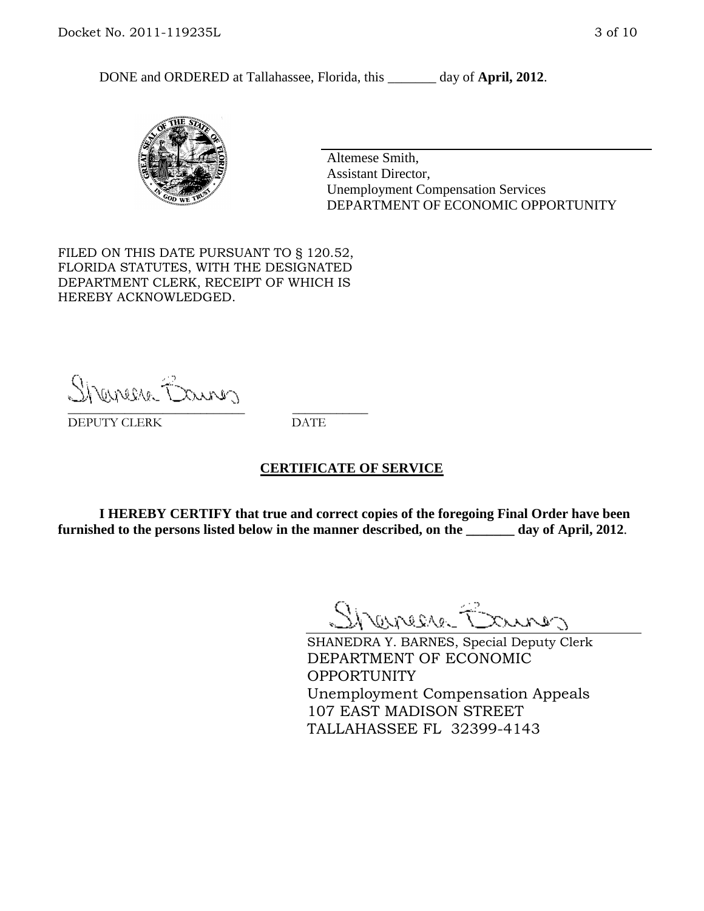DONE and ORDERED at Tallahassee, Florida, this _______ day of **April, 2012**.

Altemese Smith,
Assistant Director,
Unemployment Compensation Services
DEPARTMENT OF ECONOMIC OPPORTUNITY

FILED ON THIS DATE PURSUANT TO § 120.52, FLORIDA STATUTES, WITH THE DESIGNATED DEPARTMENT CLERK, RECEIPT OF WHICH IS HEREBY ACKNOWLEDGED.

___________________________ ___________
DEPUTY CLERK DATE

## CERTIFICATE OF SERVICE

**I HEREBY CERTIFY that true and correct copies of the foregoing Final Order have been furnished to the persons listed below in the manner described, on the _______ day of April, 2012**.

SHANEDRA Y. BARNES, Special Deputy Clerk
DEPARTMENT OF ECONOMIC OPPORTUNITY
Unemployment Compensation Appeals
107 EAST MADISON STREET
TALLAHASSEE FL 32399-4143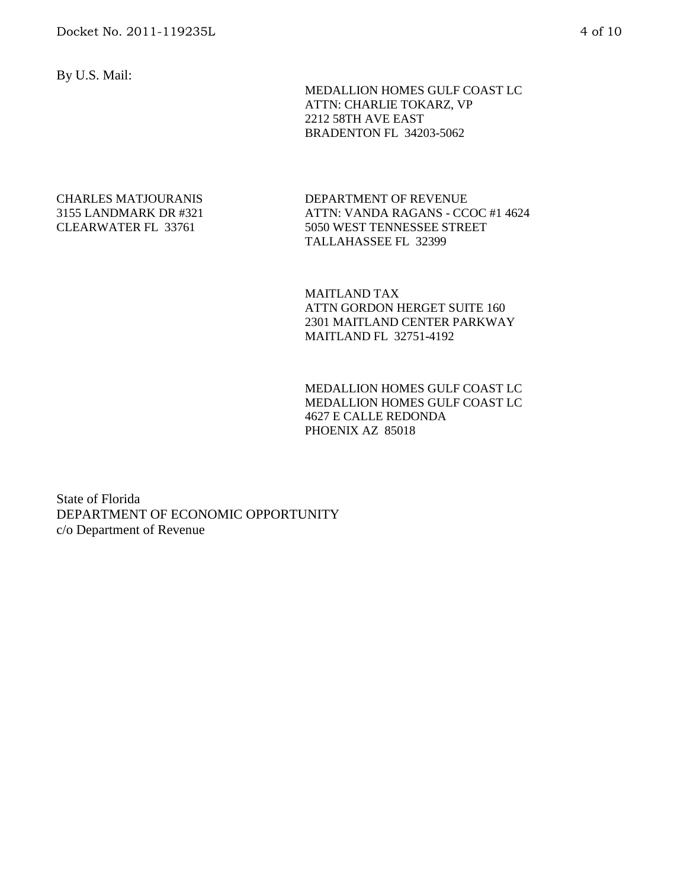By U.S. Mail:

MEDALLION HOMES GULF COAST LC
ATTN: CHARLIE TOKARZ, VP
2212 58TH AVE EAST
BRADENTON FL 34203-5062

CHARLES MATJOURANIS
3155 LANDMARK DR #321
CLEARWATER FL 33761

DEPARTMENT OF REVENUE
ATTN: VANDA RAGANS - CCOC #1 4624
5050 WEST TENNESSEE STREET
TALLAHASSEE FL 32399

MAITLAND TAX
ATTN GORDON HERGET SUITE 160
2301 MAITLAND CENTER PARKWAY
MAITLAND FL 32751-4192

MEDALLION HOMES GULF COAST LC
MEDALLION HOMES GULF COAST LC
4627 E CALLE REDONDA
PHOENIX AZ 85018

State of Florida
DEPARTMENT OF ECONOMIC OPPORTUNITY
c/o Department of Revenue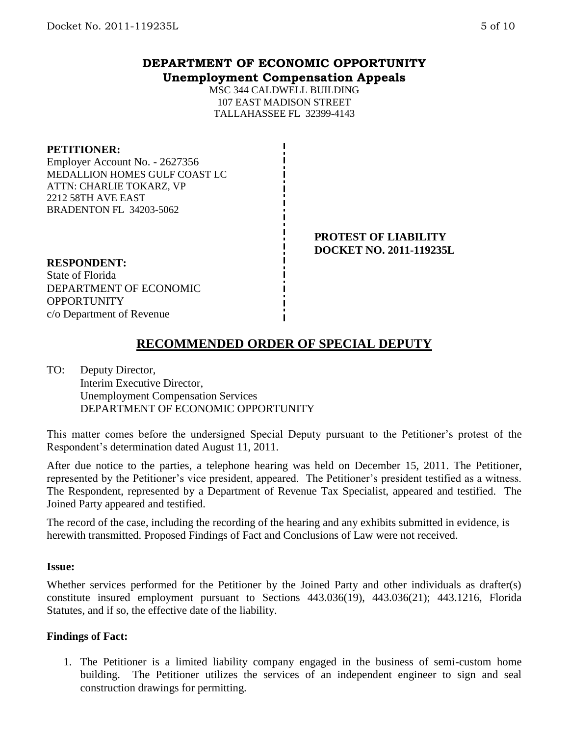# DEPARTMENT OF ECONOMIC OPPORTUNITY
## Unemployment Compensation Appeals

MSC 344 CALDWELL BUILDING
107 EAST MADISON STREET
TALLAHASSEE FL 32399-4143

**PETITIONER:**
Employer Account No. - 2627356
MEDALLION HOMES GULF COAST LC
ATTN: CHARLIE TOKARZ, VP
2212 58TH AVE EAST
BRADENTON FL 34203-5062

**PROTEST OF LIABILITY**
**DOCKET NO. 2011-119235L**

**RESPONDENT:**
State of Florida
DEPARTMENT OF ECONOMIC OPPORTUNITY
c/o Department of Revenue

## RECOMMENDED ORDER OF SPECIAL DEPUTY

TO: Deputy Director,
Interim Executive Director,
Unemployment Compensation Services
DEPARTMENT OF ECONOMIC OPPORTUNITY

This matter comes before the undersigned Special Deputy pursuant to the Petitioner's protest of the Respondent's determination dated August 11, 2011.

After due notice to the parties, a telephone hearing was held on December 15, 2011. The Petitioner, represented by the Petitioner's vice president, appeared. The Petitioner's president testified as a witness. The Respondent, represented by a Department of Revenue Tax Specialist, appeared and testified. The Joined Party appeared and testified.

The record of the case, including the recording of the hearing and any exhibits submitted in evidence, is herewith transmitted. Proposed Findings of Fact and Conclusions of Law were not received.

**Issue:**

Whether services performed for the Petitioner by the Joined Party and other individuals as drafter(s) constitute insured employment pursuant to Sections 443.036(19), 443.036(21); 443.1216, Florida Statutes, and if so, the effective date of the liability.

**Findings of Fact:**

1. The Petitioner is a limited liability company engaged in the business of semi-custom home building. The Petitioner utilizes the services of an independent engineer to sign and seal construction drawings for permitting.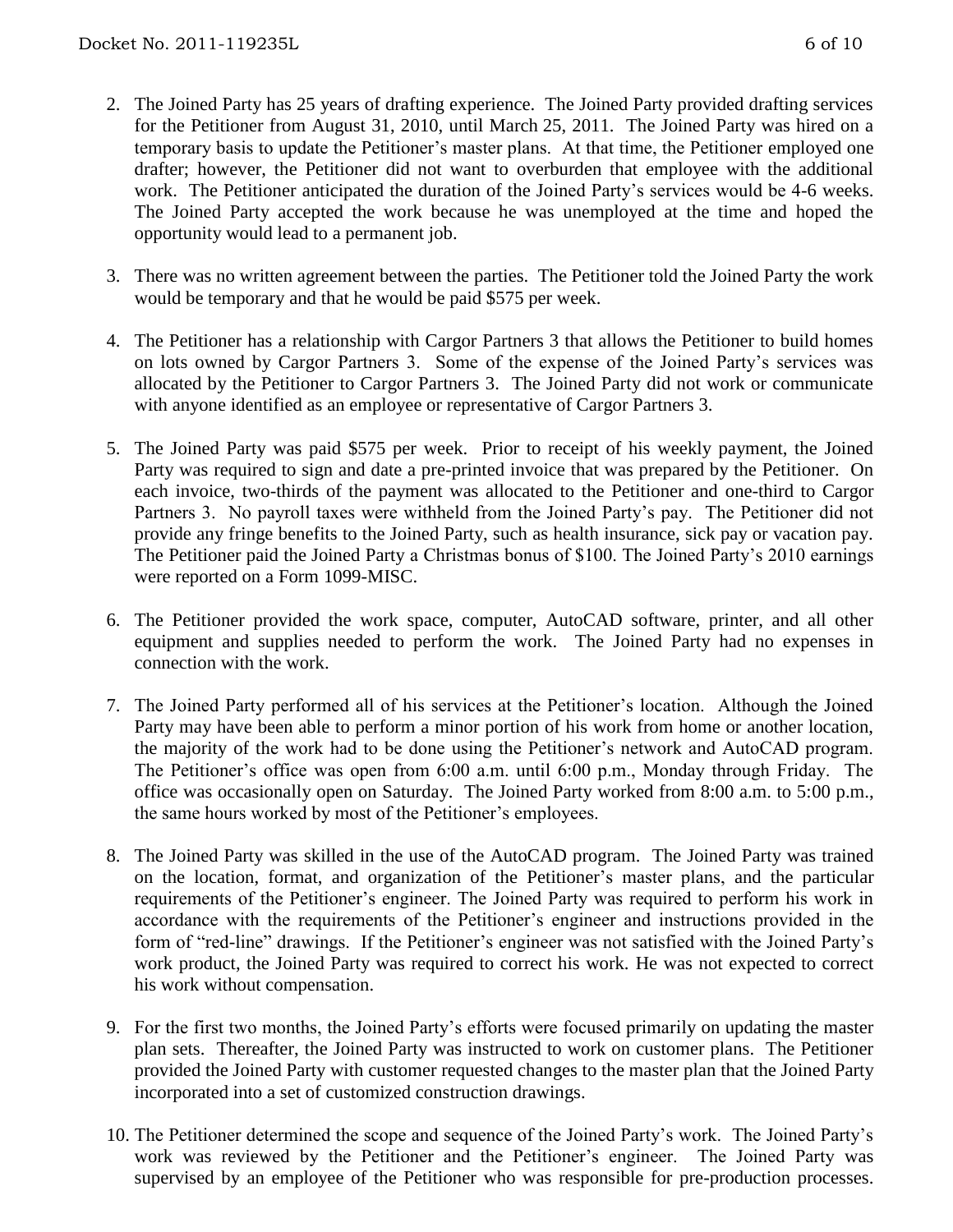2. The Joined Party has 25 years of drafting experience. The Joined Party provided drafting services for the Petitioner from August 31, 2010, until March 25, 2011. The Joined Party was hired on a temporary basis to update the Petitioner's master plans. At that time, the Petitioner employed one drafter; however, the Petitioner did not want to overburden that employee with the additional work. The Petitioner anticipated the duration of the Joined Party's services would be 4-6 weeks. The Joined Party accepted the work because he was unemployed at the time and hoped the opportunity would lead to a permanent job.

3. There was no written agreement between the parties. The Petitioner told the Joined Party the work would be temporary and that he would be paid $575 per week.

4. The Petitioner has a relationship with Cargor Partners 3 that allows the Petitioner to build homes on lots owned by Cargor Partners 3. Some of the expense of the Joined Party's services was allocated by the Petitioner to Cargor Partners 3. The Joined Party did not work or communicate with anyone identified as an employee or representative of Cargor Partners 3.

5. The Joined Party was paid $575 per week. Prior to receipt of his weekly payment, the Joined Party was required to sign and date a pre-printed invoice that was prepared by the Petitioner. On each invoice, two-thirds of the payment was allocated to the Petitioner and one-third to Cargor Partners 3. No payroll taxes were withheld from the Joined Party's pay. The Petitioner did not provide any fringe benefits to the Joined Party, such as health insurance, sick pay or vacation pay. The Petitioner paid the Joined Party a Christmas bonus of $100. The Joined Party's 2010 earnings were reported on a Form 1099-MISC.

6. The Petitioner provided the work space, computer, AutoCAD software, printer, and all other equipment and supplies needed to perform the work. The Joined Party had no expenses in connection with the work.

7. The Joined Party performed all of his services at the Petitioner's location. Although the Joined Party may have been able to perform a minor portion of his work from home or another location, the majority of the work had to be done using the Petitioner's network and AutoCAD program. The Petitioner's office was open from 6:00 a.m. until 6:00 p.m., Monday through Friday. The office was occasionally open on Saturday. The Joined Party worked from 8:00 a.m. to 5:00 p.m., the same hours worked by most of the Petitioner's employees.

8. The Joined Party was skilled in the use of the AutoCAD program. The Joined Party was trained on the location, format, and organization of the Petitioner's master plans, and the particular requirements of the Petitioner's engineer. The Joined Party was required to perform his work in accordance with the requirements of the Petitioner's engineer and instructions provided in the form of "red-line" drawings. If the Petitioner's engineer was not satisfied with the Joined Party's work product, the Joined Party was required to correct his work. He was not expected to correct his work without compensation.

9. For the first two months, the Joined Party's efforts were focused primarily on updating the master plan sets. Thereafter, the Joined Party was instructed to work on customer plans. The Petitioner provided the Joined Party with customer requested changes to the master plan that the Joined Party incorporated into a set of customized construction drawings.

10. The Petitioner determined the scope and sequence of the Joined Party's work. The Joined Party's work was reviewed by the Petitioner and the Petitioner's engineer. The Joined Party was supervised by an employee of the Petitioner who was responsible for pre-production processes.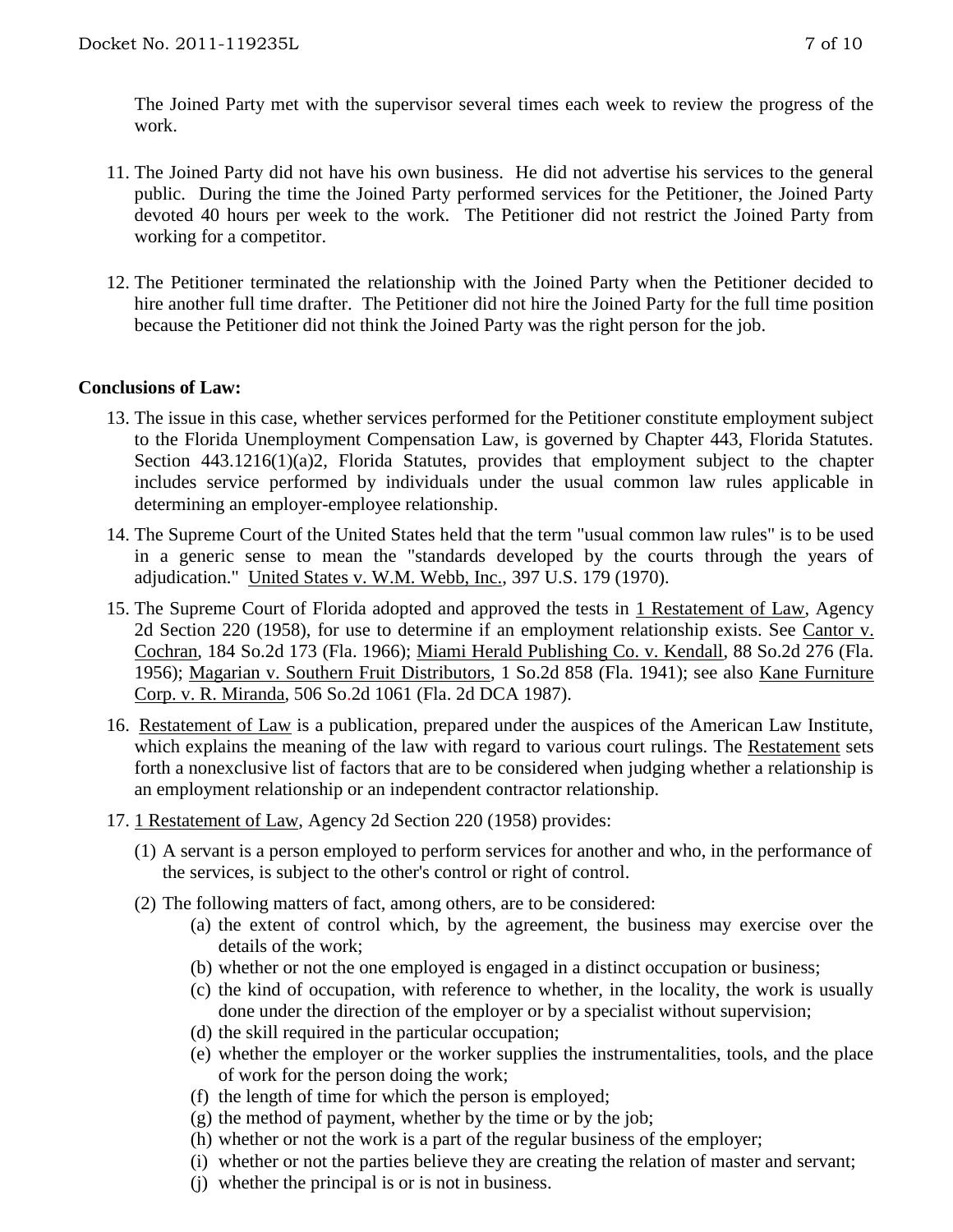The Joined Party met with the supervisor several times each week to review the progress of the work.

11. The Joined Party did not have his own business. He did not advertise his services to the general public. During the time the Joined Party performed services for the Petitioner, the Joined Party devoted 40 hours per week to the work. The Petitioner did not restrict the Joined Party from working for a competitor.

12. The Petitioner terminated the relationship with the Joined Party when the Petitioner decided to hire another full time drafter. The Petitioner did not hire the Joined Party for the full time position because the Petitioner did not think the Joined Party was the right person for the job.

**Conclusions of Law:**

13. The issue in this case, whether services performed for the Petitioner constitute employment subject to the Florida Unemployment Compensation Law, is governed by Chapter 443, Florida Statutes. Section 443.1216(1)(a)2, Florida Statutes, provides that employment subject to the chapter includes service performed by individuals under the usual common law rules applicable in determining an employer-employee relationship.

14. The Supreme Court of the United States held that the term "usual common law rules" is to be used in a generic sense to mean the "standards developed by the courts through the years of adjudication." United States v. W.M. Webb, Inc., 397 U.S. 179 (1970).

15. The Supreme Court of Florida adopted and approved the tests in 1 Restatement of Law, Agency 2d Section 220 (1958), for use to determine if an employment relationship exists. See Cantor v. Cochran, 184 So.2d 173 (Fla. 1966); Miami Herald Publishing Co. v. Kendall, 88 So.2d 276 (Fla. 1956); Magarian v. Southern Fruit Distributors, 1 So.2d 858 (Fla. 1941); see also Kane Furniture Corp. v. R. Miranda, 506 So.2d 1061 (Fla. 2d DCA 1987).

16. Restatement of Law is a publication, prepared under the auspices of the American Law Institute, which explains the meaning of the law with regard to various court rulings. The Restatement sets forth a nonexclusive list of factors that are to be considered when judging whether a relationship is an employment relationship or an independent contractor relationship.

17. 1 Restatement of Law, Agency 2d Section 220 (1958) provides:

    (1) A servant is a person employed to perform services for another and who, in the performance of the services, is subject to the other's control or right of control.

    (2) The following matters of fact, among others, are to be considered:

    (a) the extent of control which, by the agreement, the business may exercise over the details of the work;
    (b) whether or not the one employed is engaged in a distinct occupation or business;
    (c) the kind of occupation, with reference to whether, in the locality, the work is usually done under the direction of the employer or by a specialist without supervision;
    (d) the skill required in the particular occupation;
    (e) whether the employer or the worker supplies the instrumentalities, tools, and the place of work for the person doing the work;
    (f) the length of time for which the person is employed;
    (g) the method of payment, whether by the time or by the job;
    (h) whether or not the work is a part of the regular business of the employer;
    (i) whether or not the parties believe they are creating the relation of master and servant;
    (j) whether the principal is or is not in business.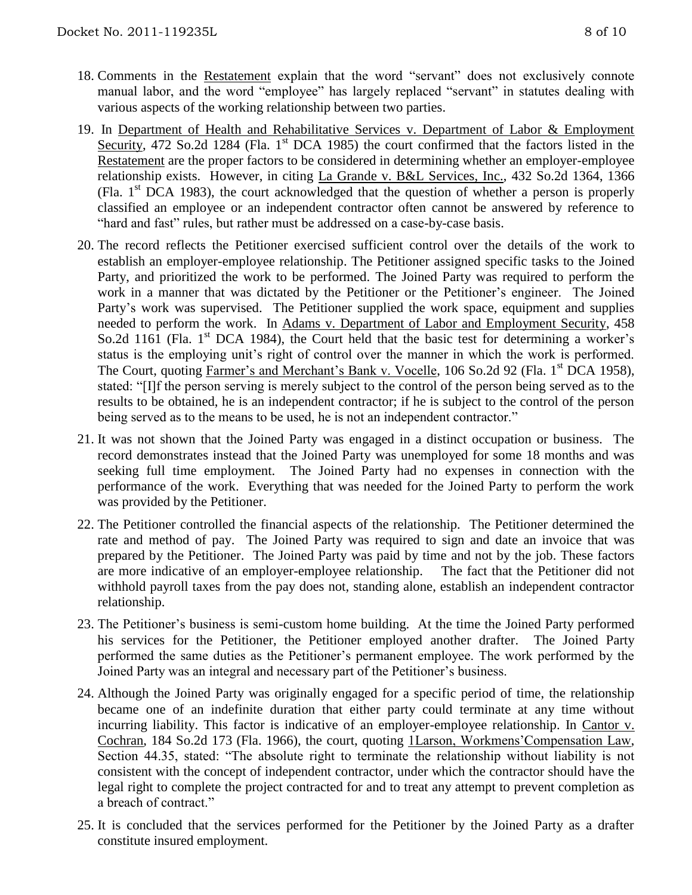18. Comments in the Restatement explain that the word "servant" does not exclusively connote manual labor, and the word "employee" has largely replaced "servant" in statutes dealing with various aspects of the working relationship between two parties.

19. In Department of Health and Rehabilitative Services v. Department of Labor & Employment Security, 472 So.2d 1284 (Fla. 1st DCA 1985) the court confirmed that the factors listed in the Restatement are the proper factors to be considered in determining whether an employer-employee relationship exists. However, in citing La Grande v. B&L Services, Inc., 432 So.2d 1364, 1366 (Fla. 1st DCA 1983), the court acknowledged that the question of whether a person is properly classified an employee or an independent contractor often cannot be answered by reference to "hard and fast" rules, but rather must be addressed on a case-by-case basis.

20. The record reflects the Petitioner exercised sufficient control over the details of the work to establish an employer-employee relationship. The Petitioner assigned specific tasks to the Joined Party, and prioritized the work to be performed. The Joined Party was required to perform the work in a manner that was dictated by the Petitioner or the Petitioner's engineer. The Joined Party's work was supervised. The Petitioner supplied the work space, equipment and supplies needed to perform the work. In Adams v. Department of Labor and Employment Security, 458 So.2d 1161 (Fla. 1st DCA 1984), the Court held that the basic test for determining a worker's status is the employing unit's right of control over the manner in which the work is performed. The Court, quoting Farmer's and Merchant's Bank v. Vocelle, 106 So.2d 92 (Fla. 1st DCA 1958), stated: "[I]f the person serving is merely subject to the control of the person being served as to the results to be obtained, he is an independent contractor; if he is subject to the control of the person being served as to the means to be used, he is not an independent contractor."

21. It was not shown that the Joined Party was engaged in a distinct occupation or business. The record demonstrates instead that the Joined Party was unemployed for some 18 months and was seeking full time employment. The Joined Party had no expenses in connection with the performance of the work. Everything that was needed for the Joined Party to perform the work was provided by the Petitioner.

22. The Petitioner controlled the financial aspects of the relationship. The Petitioner determined the rate and method of pay. The Joined Party was required to sign and date an invoice that was prepared by the Petitioner. The Joined Party was paid by time and not by the job. These factors are more indicative of an employer-employee relationship. The fact that the Petitioner did not withhold payroll taxes from the pay does not, standing alone, establish an independent contractor relationship.

23. The Petitioner's business is semi-custom home building. At the time the Joined Party performed his services for the Petitioner, the Petitioner employed another drafter. The Joined Party performed the same duties as the Petitioner's permanent employee. The work performed by the Joined Party was an integral and necessary part of the Petitioner's business.

24. Although the Joined Party was originally engaged for a specific period of time, the relationship became one of an indefinite duration that either party could terminate at any time without incurring liability. This factor is indicative of an employer-employee relationship. In Cantor v. Cochran, 184 So.2d 173 (Fla. 1966), the court, quoting 1Larson, Workmens'Compensation Law, Section 44.35, stated: "The absolute right to terminate the relationship without liability is not consistent with the concept of independent contractor, under which the contractor should have the legal right to complete the project contracted for and to treat any attempt to prevent completion as a breach of contract."

25. It is concluded that the services performed for the Petitioner by the Joined Party as a drafter constitute insured employment.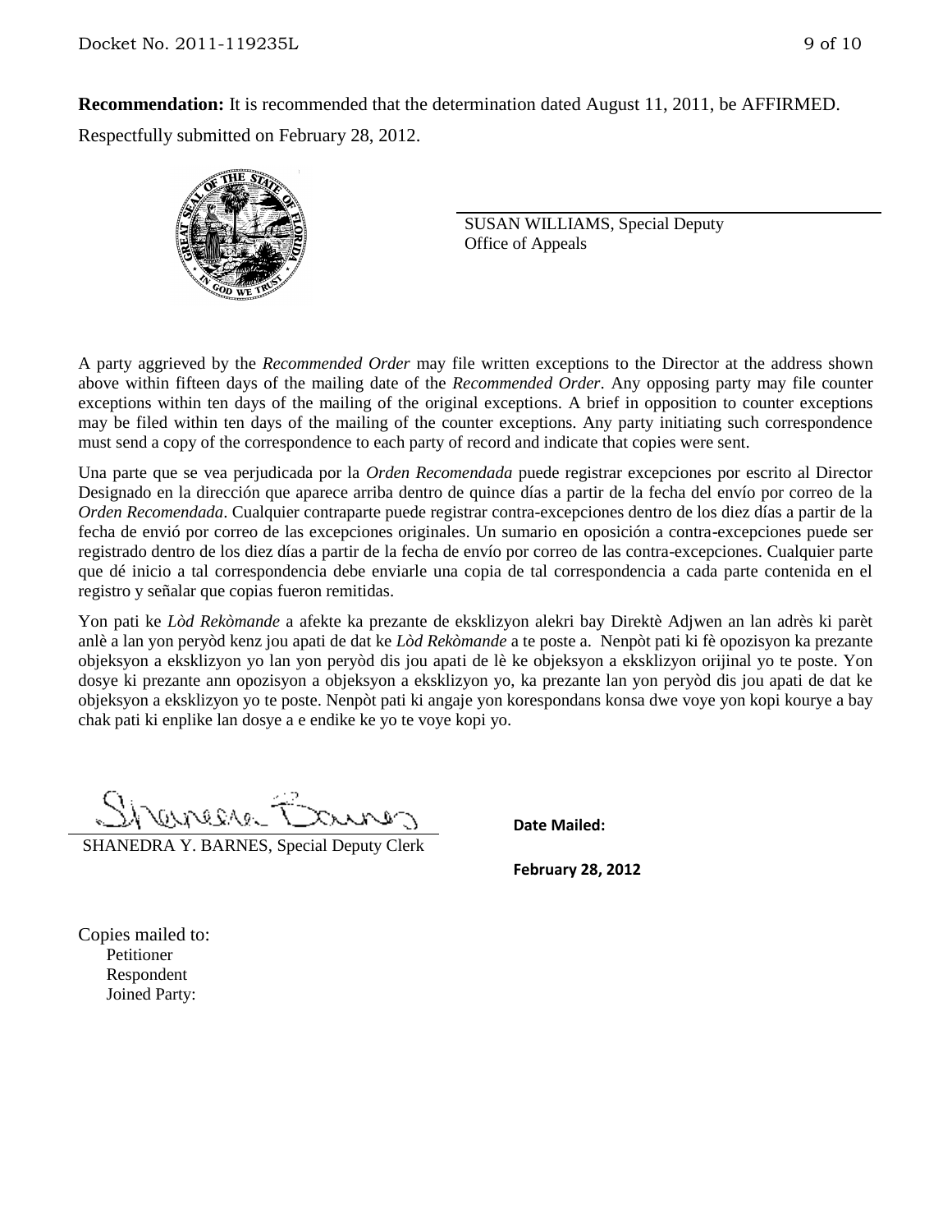**Recommendation:** It is recommended that the determination dated August 11, 2011, be AFFIRMED.

Respectfully submitted on February 28, 2012.

SUSAN WILLIAMS, Special Deputy
Office of Appeals

A party aggrieved by the *Recommended Order* may file written exceptions to the Director at the address shown above within fifteen days of the mailing date of the *Recommended Order*. Any opposing party may file counter exceptions within ten days of the mailing of the original exceptions. A brief in opposition to counter exceptions may be filed within ten days of the mailing of the counter exceptions. Any party initiating such correspondence must send a copy of the correspondence to each party of record and indicate that copies were sent.

Una parte que se vea perjudicada por la *Orden Recomendada* puede registrar excepciones por escrito al Director Designado en la dirección que aparece arriba dentro de quince días a partir de la fecha del envío por correo de la *Orden Recomendada*. Cualquier contraparte puede registrar contra-excepciones dentro de los diez días a partir de la fecha de envió por correo de las excepciones originales. Un sumario en oposición a contra-excepciones puede ser registrado dentro de los diez días a partir de la fecha de envío por correo de las contra-excepciones. Cualquier parte que dé inicio a tal correspondencia debe enviarle una copia de tal correspondencia a cada parte contenida en el registro y señalar que copias fueron remitidas.

Yon pati ke *Lòd Rekòmande* a afekte ka prezante de eksklizyon alekri bay Direktè Adjwen an lan adrès ki parèt anlè a lan yon peryòd kenz jou apati de dat ke *Lòd Rekòmande* a te poste a. Nenpòt pati ki fè opozisyon ka prezante objeksyon a eksklizyon yo lan yon peryòd dis jou apati de lè ke objeksyon a eksklizyon orijinal yo te poste. Yon dosye ki prezante ann opozisyon a objeksyon a eksklizyon yo, ka prezante lan yon peryòd dis jou apati de dat ke objeksyon a eksklizyon yo te poste. Nenpòt pati ki angaje yon korespondans konsa dwe voye yon kopi kourye a bay chak pati ki enplike lan dosye a e endike ke yo te voye kopi yo.

SHANEDRA Y. BARNES, Special Deputy Clerk

**Date Mailed:**

**February 28, 2012**

Copies mailed to:

Petitioner
Respondent
Joined Party: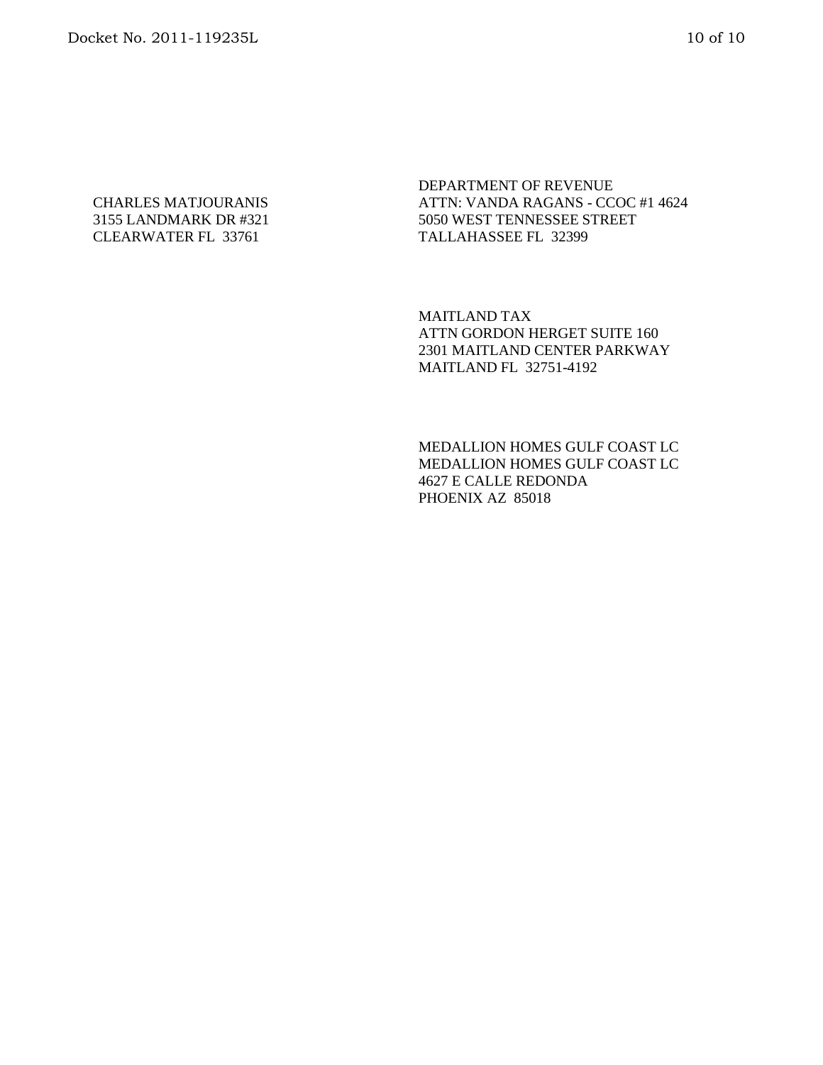CHARLES MATJOURANIS
3155 LANDMARK DR #321
CLEARWATER FL 33761

DEPARTMENT OF REVENUE
ATTN: VANDA RAGANS - CCOC #1 4624
5050 WEST TENNESSEE STREET
TALLAHASSEE FL 32399

MAITLAND TAX
ATTN GORDON HERGET SUITE 160
2301 MAITLAND CENTER PARKWAY
MAITLAND FL 32751-4192

MEDALLION HOMES GULF COAST LC
MEDALLION HOMES GULF COAST LC
4627 E CALLE REDONDA
PHOENIX AZ 85018